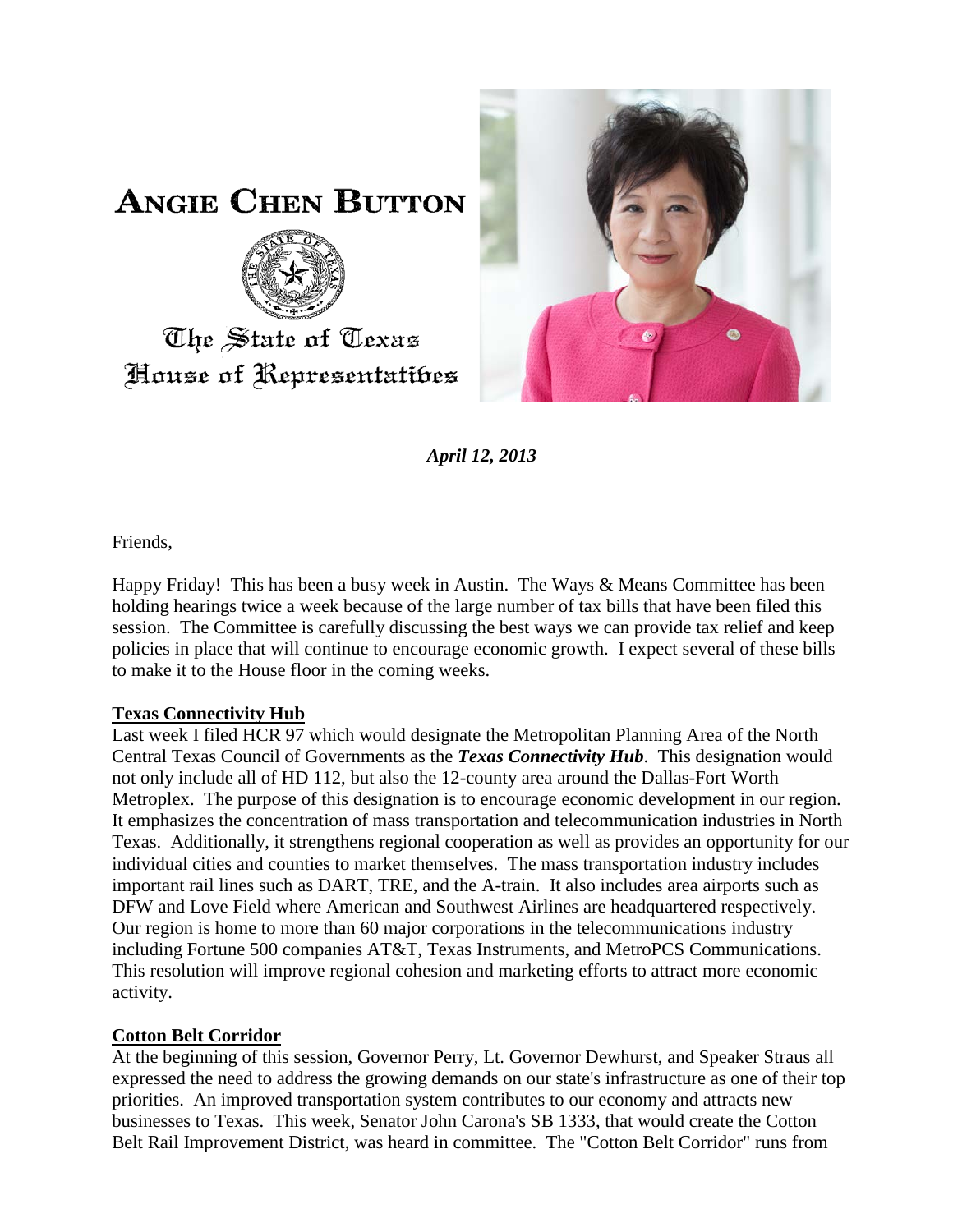# ANGIE CHEN BUTTON

The State of Texas
House of Representatives

***April 12, 2013***

Friends,

Happy Friday! This has been a busy week in Austin. The Ways & Means Committee has been holding hearings twice a week because of the large number of tax bills that have been filed this session. The Committee is carefully discussing the best ways we can provide tax relief and keep policies in place that will continue to encourage economic growth. I expect several of these bills to make it to the House floor in the coming weeks.

**Texas Connectivity Hub**

Last week I filed HCR 97 which would designate the Metropolitan Planning Area of the North Central Texas Council of Governments as the ***Texas Connectivity Hub***. This designation would not only include all of HD 112, but also the 12-county area around the Dallas-Fort Worth Metroplex. The purpose of this designation is to encourage economic development in our region. It emphasizes the concentration of mass transportation and telecommunication industries in North Texas. Additionally, it strengthens regional cooperation as well as provides an opportunity for our individual cities and counties to market themselves. The mass transportation industry includes important rail lines such as DART, TRE, and the A-train. It also includes area airports such as DFW and Love Field where American and Southwest Airlines are headquartered respectively. Our region is home to more than 60 major corporations in the telecommunications industry including Fortune 500 companies AT&T, Texas Instruments, and MetroPCS Communications. This resolution will improve regional cohesion and marketing efforts to attract more economic activity.

**Cotton Belt Corridor**

At the beginning of this session, Governor Perry, Lt. Governor Dewhurst, and Speaker Straus all expressed the need to address the growing demands on our state's infrastructure as one of their top priorities. An improved transportation system contributes to our economy and attracts new businesses to Texas. This week, Senator John Carona's SB 1333, that would create the Cotton Belt Rail Improvement District, was heard in committee. The "Cotton Belt Corridor" runs from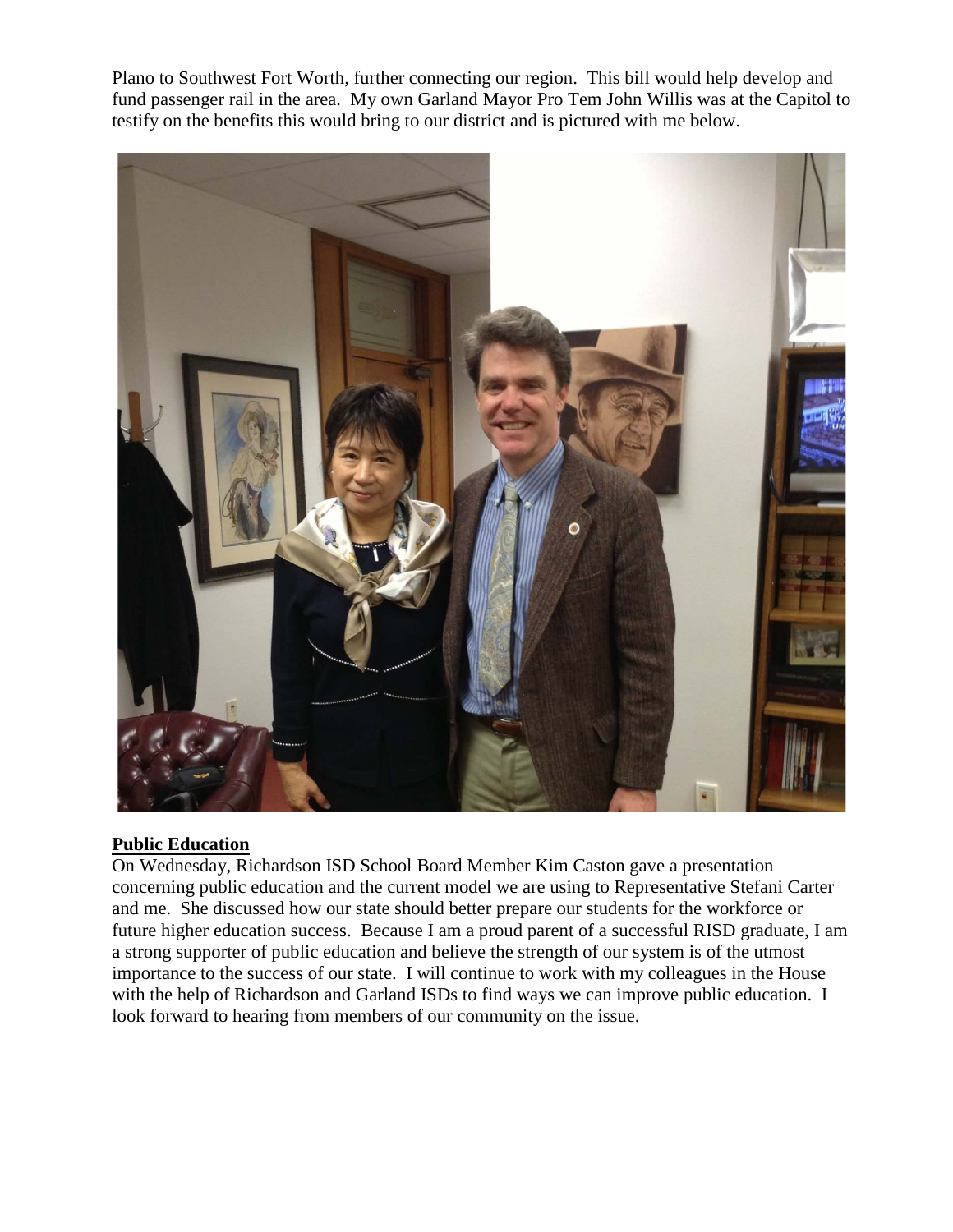Plano to Southwest Fort Worth, further connecting our region. This bill would help develop and fund passenger rail in the area. My own Garland Mayor Pro Tem John Willis was at the Capitol to testify on the benefits this would bring to our district and is pictured with me below.

## Public Education

On Wednesday, Richardson ISD School Board Member Kim Caston gave a presentation concerning public education and the current model we are using to Representative Stefani Carter and me. She discussed how our state should better prepare our students for the workforce or future higher education success. Because I am a proud parent of a successful RISD graduate, I am a strong supporter of public education and believe the strength of our system is of the utmost importance to the success of our state. I will continue to work with my colleagues in the House with the help of Richardson and Garland ISDs to find ways we can improve public education. I look forward to hearing from members of our community on the issue.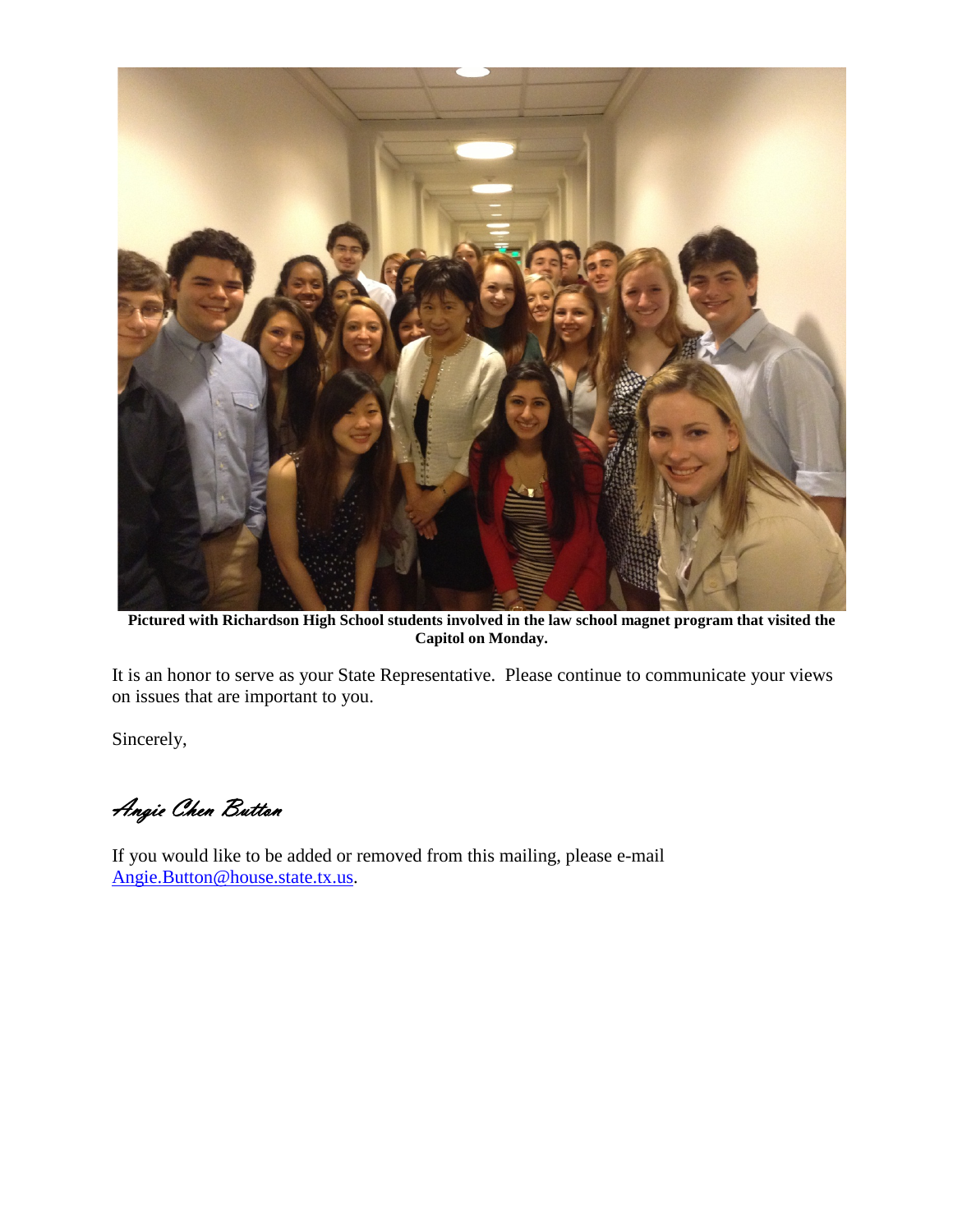**Pictured with Richardson High School students involved in the law school magnet program that visited the Capitol on Monday.**

It is an honor to serve as your State Representative. Please continue to communicate your views on issues that are important to you.

Sincerely,

*Angie Chen Button*

If you would like to be added or removed from this mailing, please e-mail [Angie.Button@house.state.tx.us](mailto:Angie.Button@house.state.tx.us).